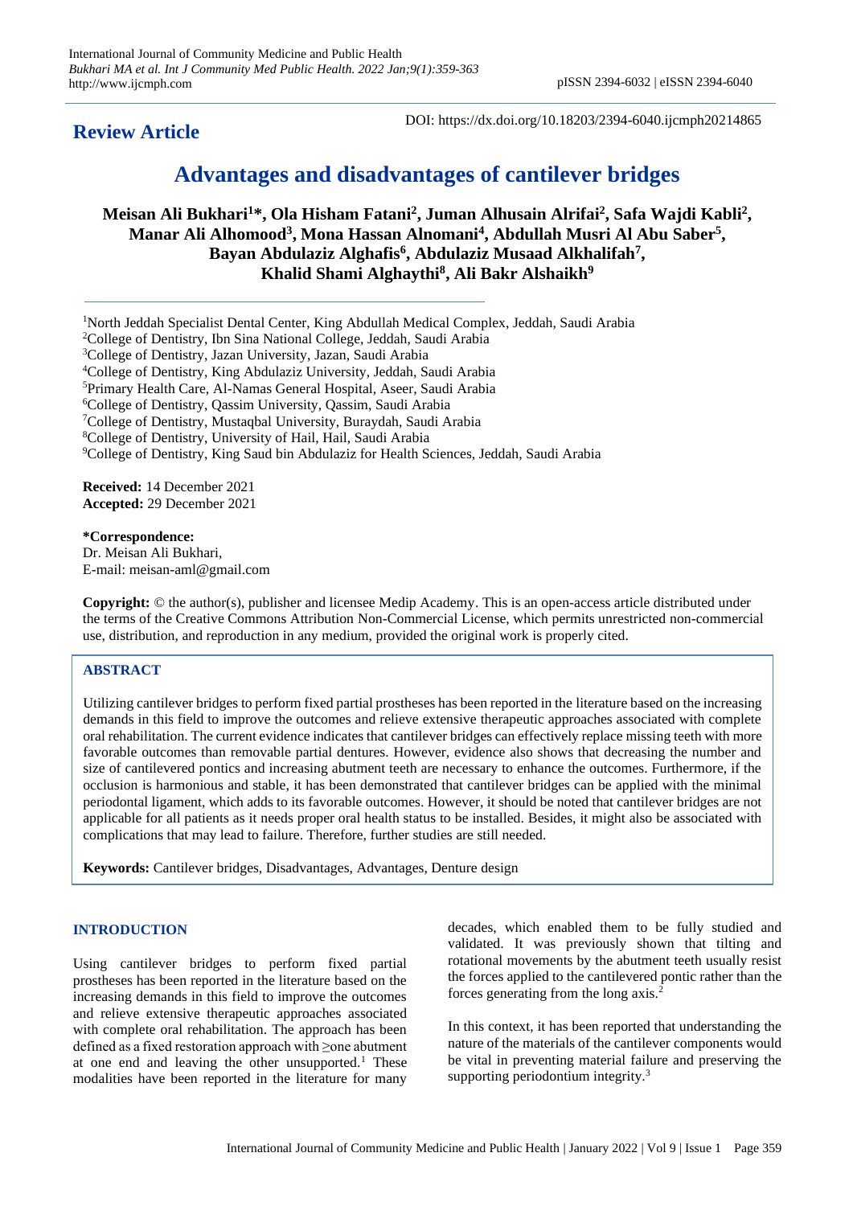**Review Article**

DOI: https://dx.doi.org/10.18203/2394-6040.ijcmph20214865

# Advantages and disadvantages of cantilever bridges

**Meisan Ali Bukhari[1]\*, Ola Hisham Fatani[2], Juman Alhusain Alrifai[2], Safa Wajdi Kabli[2], Manar Ali Alhomood[3], Mona Hassan Alnomani[4], Abdullah Musri Al Abu Saber[5], Bayan Abdulaziz Alghafis[6], Abdulaziz Musaad Alkhalifah[7], Khalid Shami Alghaythi[8], Ali Bakr Alshaikh[9]**

[1]North Jeddah Specialist Dental Center, King Abdullah Medical Complex, Jeddah, Saudi Arabia
[2]College of Dentistry, Ibn Sina National College, Jeddah, Saudi Arabia
[3]College of Dentistry, Jazan University, Jazan, Saudi Arabia
[4]College of Dentistry, King Abdulaziz University, Jeddah, Saudi Arabia
[5]Primary Health Care, Al-Namas General Hospital, Aseer, Saudi Arabia
[6]College of Dentistry, Qassim University, Qassim, Saudi Arabia
[7]College of Dentistry, Mustaqbal University, Buraydah, Saudi Arabia
[8]College of Dentistry, University of Hail, Hail, Saudi Arabia
[9]College of Dentistry, King Saud bin Abdulaziz for Health Sciences, Jeddah, Saudi Arabia

**Received:** 14 December 2021
**Accepted:** 29 December 2021

**\*Correspondence:**
Dr. Meisan Ali Bukhari,
E-mail: meisan-aml@gmail.com

**Copyright:** © the author(s), publisher and licensee Medip Academy. This is an open-access article distributed under the terms of the Creative Commons Attribution Non-Commercial License, which permits unrestricted non-commercial use, distribution, and reproduction in any medium, provided the original work is properly cited.

## ABSTRACT

Utilizing cantilever bridges to perform fixed partial prostheses has been reported in the literature based on the increasing demands in this field to improve the outcomes and relieve extensive therapeutic approaches associated with complete oral rehabilitation. The current evidence indicates that cantilever bridges can effectively replace missing teeth with more favorable outcomes than removable partial dentures. However, evidence also shows that decreasing the number and size of cantilevered pontics and increasing abutment teeth are necessary to enhance the outcomes. Furthermore, if the occlusion is harmonious and stable, it has been demonstrated that cantilever bridges can be applied with the minimal periodontal ligament, which adds to its favorable outcomes. However, it should be noted that cantilever bridges are not applicable for all patients as it needs proper oral health status to be installed. Besides, it might also be associated with complications that may lead to failure. Therefore, further studies are still needed.

**Keywords:** Cantilever bridges, Disadvantages, Advantages, Denture design

## INTRODUCTION

Using cantilever bridges to perform fixed partial prostheses has been reported in the literature based on the increasing demands in this field to improve the outcomes and relieve extensive therapeutic approaches associated with complete oral rehabilitation. The approach has been defined as a fixed restoration approach with ≥one abutment at one end and leaving the other unsupported.[1] These modalities have been reported in the literature for many decades, which enabled them to be fully studied and validated. It was previously shown that tilting and rotational movements by the abutment teeth usually resist the forces applied to the cantilevered pontic rather than the forces generating from the long axis.[2]

In this context, it has been reported that understanding the nature of the materials of the cantilever components would be vital in preventing material failure and preserving the supporting periodontium integrity.[3]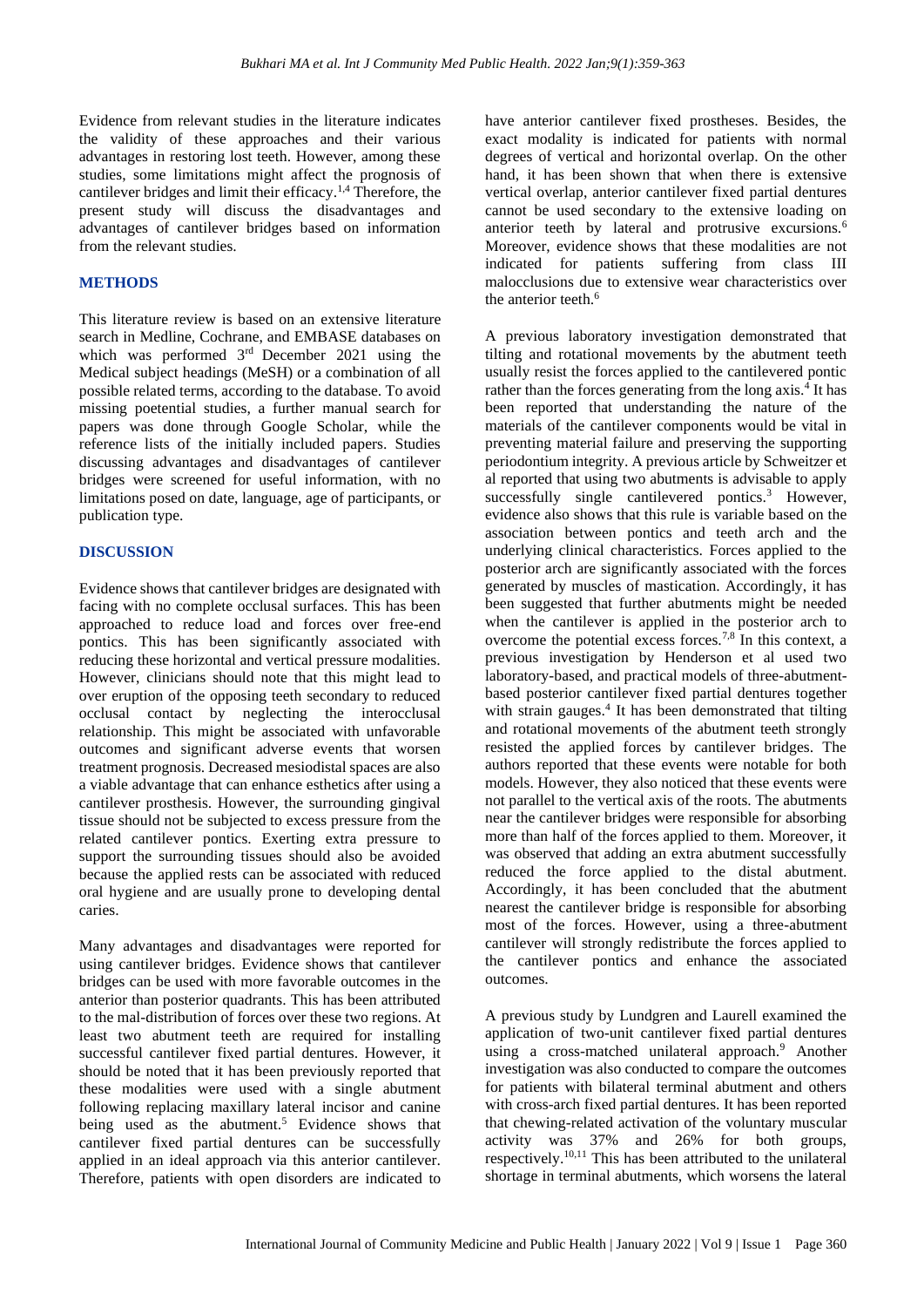Evidence from relevant studies in the literature indicates the validity of these approaches and their various advantages in restoring lost teeth. However, among these studies, some limitations might affect the prognosis of cantilever bridges and limit their efficacy.[1,4] Therefore, the present study will discuss the disadvantages and advantages of cantilever bridges based on information from the relevant studies.

## METHODS

This literature review is based on an extensive literature search in Medline, Cochrane, and EMBASE databases on which was performed 3rd December 2021 using the Medical subject headings (MeSH) or a combination of all possible related terms, according to the database. To avoid missing poetential studies, a further manual search for papers was done through Google Scholar, while the reference lists of the initially included papers. Studies discussing advantages and disadvantages of cantilever bridges were screened for useful information, with no limitations posed on date, language, age of participants, or publication type.

## DISCUSSION

Evidence shows that cantilever bridges are designated with facing with no complete occlusal surfaces. This has been approached to reduce load and forces over free-end pontics. This has been significantly associated with reducing these horizontal and vertical pressure modalities. However, clinicians should note that this might lead to over eruption of the opposing teeth secondary to reduced occlusal contact by neglecting the interocclusal relationship. This might be associated with unfavorable outcomes and significant adverse events that worsen treatment prognosis. Decreased mesiodistal spaces are also a viable advantage that can enhance esthetics after using a cantilever prosthesis. However, the surrounding gingival tissue should not be subjected to excess pressure from the related cantilever pontics. Exerting extra pressure to support the surrounding tissues should also be avoided because the applied rests can be associated with reduced oral hygiene and are usually prone to developing dental caries.

Many advantages and disadvantages were reported for using cantilever bridges. Evidence shows that cantilever bridges can be used with more favorable outcomes in the anterior than posterior quadrants. This has been attributed to the mal-distribution of forces over these two regions. At least two abutment teeth are required for installing successful cantilever fixed partial dentures. However, it should be noted that it has been previously reported that these modalities were used with a single abutment following replacing maxillary lateral incisor and canine being used as the abutment.[5] Evidence shows that cantilever fixed partial dentures can be successfully applied in an ideal approach via this anterior cantilever. Therefore, patients with open disorders are indicated to have anterior cantilever fixed prostheses. Besides, the exact modality is indicated for patients with normal degrees of vertical and horizontal overlap. On the other hand, it has been shown that when there is extensive vertical overlap, anterior cantilever fixed partial dentures cannot be used secondary to the extensive loading on anterior teeth by lateral and protrusive excursions.[6] Moreover, evidence shows that these modalities are not indicated for patients suffering from class III malocclusions due to extensive wear characteristics over the anterior teeth.[6]

A previous laboratory investigation demonstrated that tilting and rotational movements by the abutment teeth usually resist the forces applied to the cantilevered pontic rather than the forces generating from the long axis.[4] It has been reported that understanding the nature of the materials of the cantilever components would be vital in preventing material failure and preserving the supporting periodontium integrity. A previous article by Schweitzer et al reported that using two abutments is advisable to apply successfully single cantilevered pontics.[3] However, evidence also shows that this rule is variable based on the association between pontics and teeth arch and the underlying clinical characteristics. Forces applied to the posterior arch are significantly associated with the forces generated by muscles of mastication. Accordingly, it has been suggested that further abutments might be needed when the cantilever is applied in the posterior arch to overcome the potential excess forces.[7,8] In this context, a previous investigation by Henderson et al used two laboratory-based, and practical models of three-abutment-based posterior cantilever fixed partial dentures together with strain gauges.[4] It has been demonstrated that tilting and rotational movements of the abutment teeth strongly resisted the applied forces by cantilever bridges. The authors reported that these events were notable for both models. However, they also noticed that these events were not parallel to the vertical axis of the roots. The abutments near the cantilever bridges were responsible for absorbing more than half of the forces applied to them. Moreover, it was observed that adding an extra abutment successfully reduced the force applied to the distal abutment. Accordingly, it has been concluded that the abutment nearest the cantilever bridge is responsible for absorbing most of the forces. However, using a three-abutment cantilever will strongly redistribute the forces applied to the cantilever pontics and enhance the associated outcomes.

A previous study by Lundgren and Laurell examined the application of two-unit cantilever fixed partial dentures using a cross-matched unilateral approach.[9] Another investigation was also conducted to compare the outcomes for patients with bilateral terminal abutment and others with cross-arch fixed partial dentures. It has been reported that chewing-related activation of the voluntary muscular activity was 37% and 26% for both groups, respectively.[10,11] This has been attributed to the unilateral shortage in terminal abutments, which worsens the lateral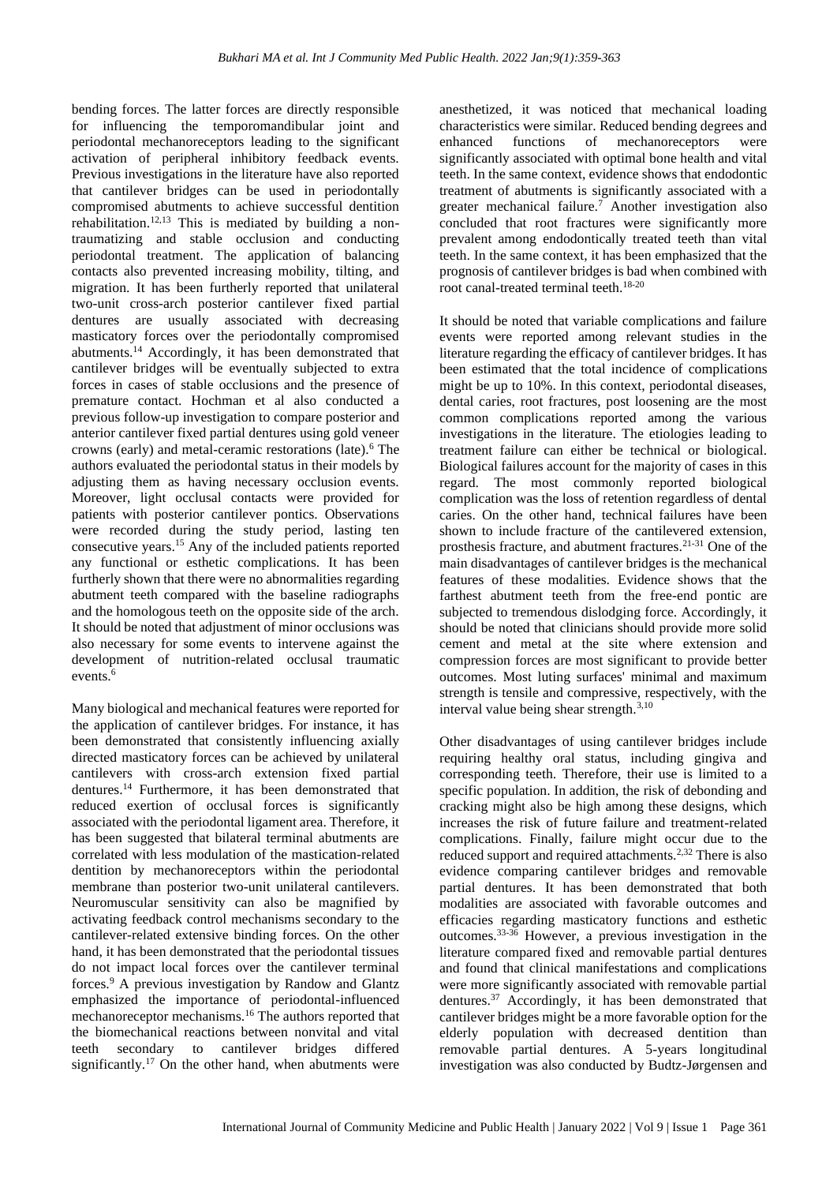bending forces. The latter forces are directly responsible for influencing the temporomandibular joint and periodontal mechanoreceptors leading to the significant activation of peripheral inhibitory feedback events. Previous investigations in the literature have also reported that cantilever bridges can be used in periodontally compromised abutments to achieve successful dentition rehabilitation.[12,13] This is mediated by building a non-traumatizing and stable occlusion and conducting periodontal treatment. The application of balancing contacts also prevented increasing mobility, tilting, and migration. It has been furtherly reported that unilateral two-unit cross-arch posterior cantilever fixed partial dentures are usually associated with decreasing masticatory forces over the periodontally compromised abutments.[14] Accordingly, it has been demonstrated that cantilever bridges will be eventually subjected to extra forces in cases of stable occlusions and the presence of premature contact. Hochman et al also conducted a previous follow-up investigation to compare posterior and anterior cantilever fixed partial dentures using gold veneer crowns (early) and metal-ceramic restorations (late).[6] The authors evaluated the periodontal status in their models by adjusting them as having necessary occlusion events. Moreover, light occlusal contacts were provided for patients with posterior cantilever pontics. Observations were recorded during the study period, lasting ten consecutive years.[15] Any of the included patients reported any functional or esthetic complications. It has been furtherly shown that there were no abnormalities regarding abutment teeth compared with the baseline radiographs and the homologous teeth on the opposite side of the arch. It should be noted that adjustment of minor occlusions was also necessary for some events to intervene against the development of nutrition-related occlusal traumatic events.[6]

Many biological and mechanical features were reported for the application of cantilever bridges. For instance, it has been demonstrated that consistently influencing axially directed masticatory forces can be achieved by unilateral cantilevers with cross-arch extension fixed partial dentures.[14] Furthermore, it has been demonstrated that reduced exertion of occlusal forces is significantly associated with the periodontal ligament area. Therefore, it has been suggested that bilateral terminal abutments are correlated with less modulation of the mastication-related dentition by mechanoreceptors within the periodontal membrane than posterior two-unit unilateral cantilevers. Neuromuscular sensitivity can also be magnified by activating feedback control mechanisms secondary to the cantilever-related extensive binding forces. On the other hand, it has been demonstrated that the periodontal tissues do not impact local forces over the cantilever terminal forces.[9] A previous investigation by Randow and Glantz emphasized the importance of periodontal-influenced mechanoreceptor mechanisms.[16] The authors reported that the biomechanical reactions between nonvital and vital teeth secondary to cantilever bridges differed significantly.[17] On the other hand, when abutments were anesthetized, it was noticed that mechanical loading characteristics were similar. Reduced bending degrees and enhanced functions of mechanoreceptors were significantly associated with optimal bone health and vital teeth. In the same context, evidence shows that endodontic treatment of abutments is significantly associated with a greater mechanical failure.[7] Another investigation also concluded that root fractures were significantly more prevalent among endodontically treated teeth than vital teeth. In the same context, it has been emphasized that the prognosis of cantilever bridges is bad when combined with root canal-treated terminal teeth.[18-20]

It should be noted that variable complications and failure events were reported among relevant studies in the literature regarding the efficacy of cantilever bridges. It has been estimated that the total incidence of complications might be up to 10%. In this context, periodontal diseases, dental caries, root fractures, post loosening are the most common complications reported among the various investigations in the literature. The etiologies leading to treatment failure can either be technical or biological. Biological failures account for the majority of cases in this regard. The most commonly reported biological complication was the loss of retention regardless of dental caries. On the other hand, technical failures have been shown to include fracture of the cantilevered extension, prosthesis fracture, and abutment fractures.[21-31] One of the main disadvantages of cantilever bridges is the mechanical features of these modalities. Evidence shows that the farthest abutment teeth from the free-end pontic are subjected to tremendous dislodging force. Accordingly, it should be noted that clinicians should provide more solid cement and metal at the site where extension and compression forces are most significant to provide better outcomes. Most luting surfaces' minimal and maximum strength is tensile and compressive, respectively, with the interval value being shear strength.[3,10]

Other disadvantages of using cantilever bridges include requiring healthy oral status, including gingiva and corresponding teeth. Therefore, their use is limited to a specific population. In addition, the risk of debonding and cracking might also be high among these designs, which increases the risk of future failure and treatment-related complications. Finally, failure might occur due to the reduced support and required attachments.[2,32] There is also evidence comparing cantilever bridges and removable partial dentures. It has been demonstrated that both modalities are associated with favorable outcomes and efficacies regarding masticatory functions and esthetic outcomes.[33-36] However, a previous investigation in the literature compared fixed and removable partial dentures and found that clinical manifestations and complications were more significantly associated with removable partial dentures.[37] Accordingly, it has been demonstrated that cantilever bridges might be a more favorable option for the elderly population with decreased dentition than removable partial dentures. A 5-years longitudinal investigation was also conducted by Budtz-Jørgensen and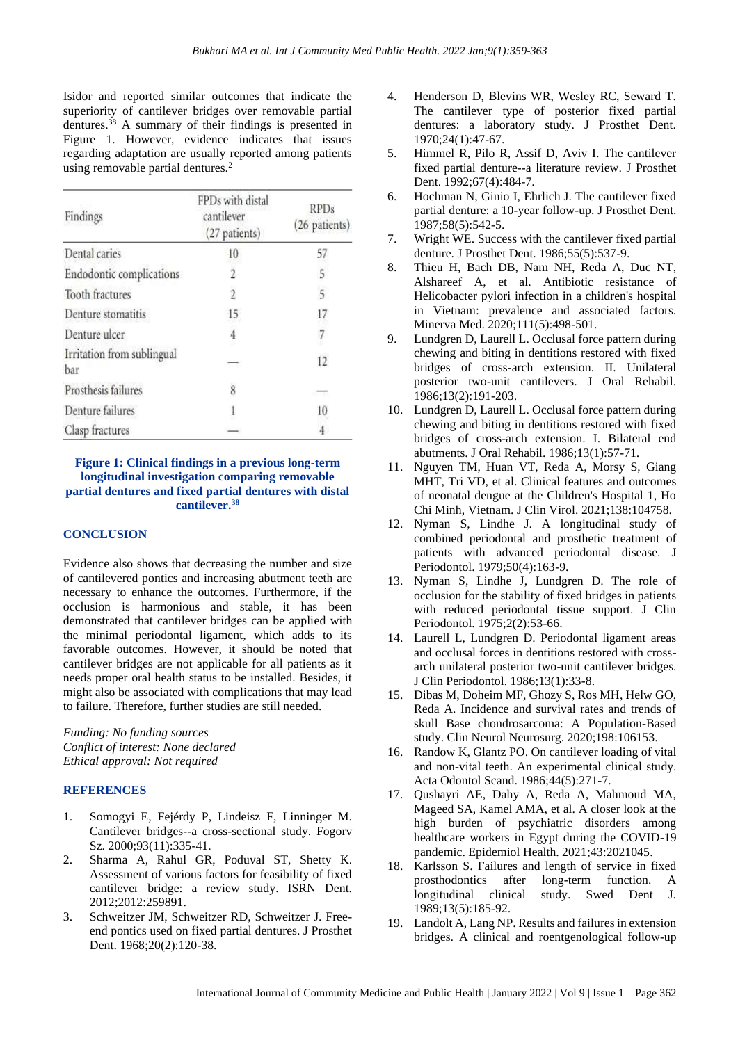Isidor and reported similar outcomes that indicate the superiority of cantilever bridges over removable partial dentures.[38] A summary of their findings is presented in Figure 1. However, evidence indicates that issues regarding adaptation are usually reported among patients using removable partial dentures.[2]

| Findings | FPDs with distal cantilever (27 patients) | RPDs (26 patients) |
|---|---|---|
| Dental caries | 10 | 57 |
| Endodontic complications | 2 | 5 |
| Tooth fractures | 2 | 5 |
| Denture stomatitis | 15 | 17 |
| Denture ulcer | 4 | 7 |
| Irritation from sublingual bar | — | 12 |
| Prosthesis failures | 8 | — |
| Denture failures | 1 | 10 |
| Clasp fractures | — | 4 |

**Figure 1: Clinical findings in a previous long-term longitudinal investigation comparing removable partial dentures and fixed partial dentures with distal cantilever.[38]**

## CONCLUSION

Evidence also shows that decreasing the number and size of cantilevered pontics and increasing abutment teeth are necessary to enhance the outcomes. Furthermore, if the occlusion is harmonious and stable, it has been demonstrated that cantilever bridges can be applied with the minimal periodontal ligament, which adds to its favorable outcomes. However, it should be noted that cantilever bridges are not applicable for all patients as it needs proper oral health status to be installed. Besides, it might also be associated with complications that may lead to failure. Therefore, further studies are still needed.

*Funding: No funding sources*
*Conflict of interest: None declared*
*Ethical approval: Not required*

## REFERENCES

1. Somogyi E, Fejérdy P, Lindeisz F, Linninger M. Cantilever bridges--a cross-sectional study. Fogorv Sz. 2000;93(11):335-41.
2. Sharma A, Rahul GR, Poduval ST, Shetty K. Assessment of various factors for feasibility of fixed cantilever bridge: a review study. ISRN Dent. 2012;2012:259891.
3. Schweitzer JM, Schweitzer RD, Schweitzer J. Free-end pontics used on fixed partial dentures. J Prosthet Dent. 1968;20(2):120-38.
4. Henderson D, Blevins WR, Wesley RC, Seward T. The cantilever type of posterior fixed partial dentures: a laboratory study. J Prosthet Dent. 1970;24(1):47-67.
5. Himmel R, Pilo R, Assif D, Aviv I. The cantilever fixed partial denture--a literature review. J Prosthet Dent. 1992;67(4):484-7.
6. Hochman N, Ginio I, Ehrlich J. The cantilever fixed partial denture: a 10-year follow-up. J Prosthet Dent. 1987;58(5):542-5.
7. Wright WE. Success with the cantilever fixed partial denture. J Prosthet Dent. 1986;55(5):537-9.
8. Thieu H, Bach DB, Nam NH, Reda A, Duc NT, Alshareef A, et al. Antibiotic resistance of Helicobacter pylori infection in a children's hospital in Vietnam: prevalence and associated factors. Minerva Med. 2020;111(5):498-501.
9. Lundgren D, Laurell L. Occlusal force pattern during chewing and biting in dentitions restored with fixed bridges of cross-arch extension. II. Unilateral posterior two-unit cantilevers. J Oral Rehabil. 1986;13(2):191-203.
10. Lundgren D, Laurell L. Occlusal force pattern during chewing and biting in dentitions restored with fixed bridges of cross-arch extension. I. Bilateral end abutments. J Oral Rehabil. 1986;13(1):57-71.
11. Nguyen TM, Huan VT, Reda A, Morsy S, Giang MHT, Tri VD, et al. Clinical features and outcomes of neonatal dengue at the Children's Hospital 1, Ho Chi Minh, Vietnam. J Clin Virol. 2021;138:104758.
12. Nyman S, Lindhe J. A longitudinal study of combined periodontal and prosthetic treatment of patients with advanced periodontal disease. J Periodontol. 1979;50(4):163-9.
13. Nyman S, Lindhe J, Lundgren D. The role of occlusion for the stability of fixed bridges in patients with reduced periodontal tissue support. J Clin Periodontol. 1975;2(2):53-66.
14. Laurell L, Lundgren D. Periodontal ligament areas and occlusal forces in dentitions restored with cross-arch unilateral posterior two-unit cantilever bridges. J Clin Periodontol. 1986;13(1):33-8.
15. Dibas M, Doheim MF, Ghozy S, Ros MH, Helw GO, Reda A. Incidence and survival rates and trends of skull Base chondrosarcoma: A Population-Based study. Clin Neurol Neurosurg. 2020;198:106153.
16. Randow K, Glantz PO. On cantilever loading of vital and non-vital teeth. An experimental clinical study. Acta Odontol Scand. 1986;44(5):271-7.
17. Qushayri AE, Dahy A, Reda A, Mahmoud MA, Mageed SA, Kamel AMA, et al. A closer look at the high burden of psychiatric disorders among healthcare workers in Egypt during the COVID-19 pandemic. Epidemiol Health. 2021;43:2021045.
18. Karlsson S. Failures and length of service in fixed prosthodontics after long-term function. A longitudinal clinical study. Swed Dent J. 1989;13(5):185-92.
19. Landolt A, Lang NP. Results and failures in extension bridges. A clinical and roentgenological follow-up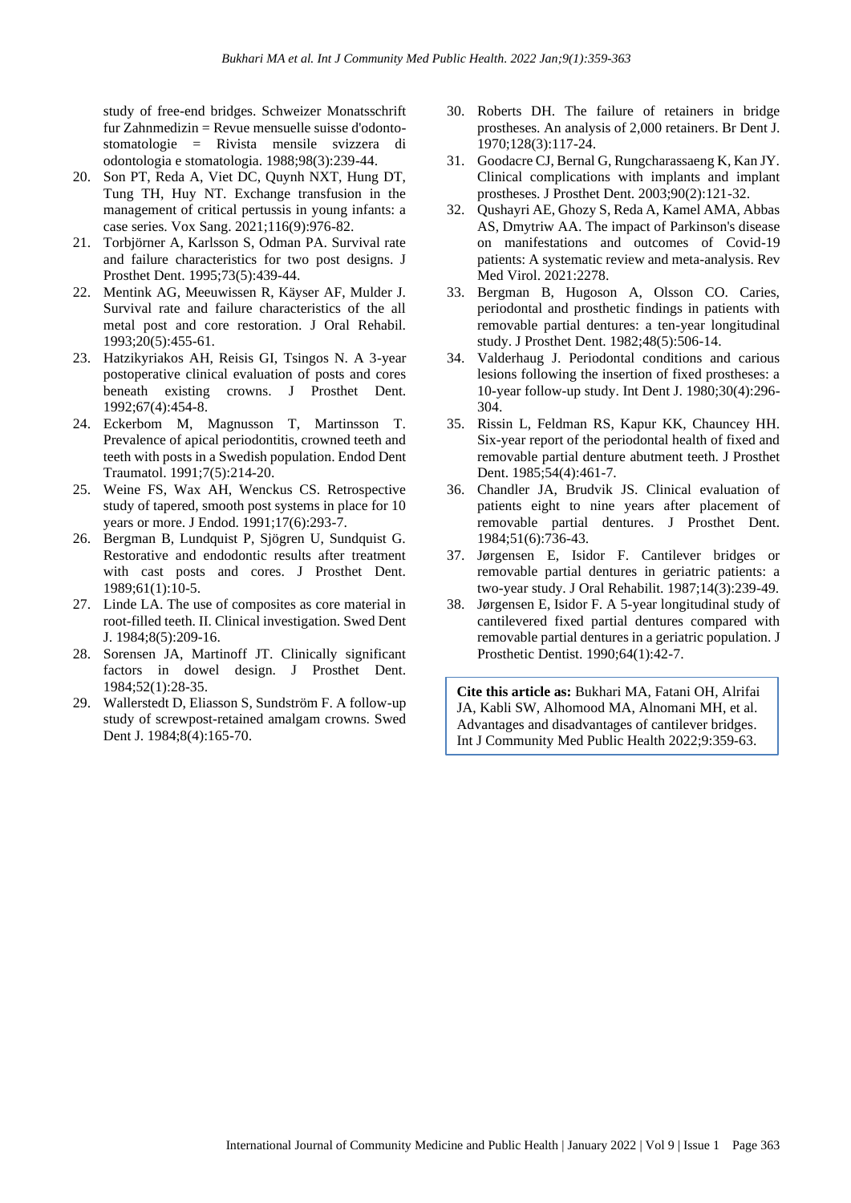study of free-end bridges. Schweizer Monatsschrift fur Zahnmedizin = Revue mensuelle suisse d'odonto-stomatologie = Rivista mensile svizzera di odontologia e stomatologia. 1988;98(3):239-44.

20. Son PT, Reda A, Viet DC, Quynh NXT, Hung DT, Tung TH, Huy NT. Exchange transfusion in the management of critical pertussis in young infants: a case series. Vox Sang. 2021;116(9):976-82.
21. Torbjörner A, Karlsson S, Odman PA. Survival rate and failure characteristics for two post designs. J Prosthet Dent. 1995;73(5):439-44.
22. Mentink AG, Meeuwissen R, Käyser AF, Mulder J. Survival rate and failure characteristics of the all metal post and core restoration. J Oral Rehabil. 1993;20(5):455-61.
23. Hatzikyriakos AH, Reisis GI, Tsingos N. A 3-year postoperative clinical evaluation of posts and cores beneath existing crowns. J Prosthet Dent. 1992;67(4):454-8.
24. Eckerbom M, Magnusson T, Martinsson T. Prevalence of apical periodontitis, crowned teeth and teeth with posts in a Swedish population. Endod Dent Traumatol. 1991;7(5):214-20.
25. Weine FS, Wax AH, Wenckus CS. Retrospective study of tapered, smooth post systems in place for 10 years or more. J Endod. 1991;17(6):293-7.
26. Bergman B, Lundquist P, Sjögren U, Sundquist G. Restorative and endodontic results after treatment with cast posts and cores. J Prosthet Dent. 1989;61(1):10-5.
27. Linde LA. The use of composites as core material in root-filled teeth. II. Clinical investigation. Swed Dent J. 1984;8(5):209-16.
28. Sorensen JA, Martinoff JT. Clinically significant factors in dowel design. J Prosthet Dent. 1984;52(1):28-35.
29. Wallerstedt D, Eliasson S, Sundström F. A follow-up study of screwpost-retained amalgam crowns. Swed Dent J. 1984;8(4):165-70.
30. Roberts DH. The failure of retainers in bridge prostheses. An analysis of 2,000 retainers. Br Dent J. 1970;128(3):117-24.
31. Goodacre CJ, Bernal G, Rungcharassaeng K, Kan JY. Clinical complications with implants and implant prostheses. J Prosthet Dent. 2003;90(2):121-32.
32. Qushayri AE, Ghozy S, Reda A, Kamel AMA, Abbas AS, Dmytriw AA. The impact of Parkinson's disease on manifestations and outcomes of Covid-19 patients: A systematic review and meta-analysis. Rev Med Virol. 2021:2278.
33. Bergman B, Hugoson A, Olsson CO. Caries, periodontal and prosthetic findings in patients with removable partial dentures: a ten-year longitudinal study. J Prosthet Dent. 1982;48(5):506-14.
34. Valderhaug J. Periodontal conditions and carious lesions following the insertion of fixed prostheses: a 10-year follow-up study. Int Dent J. 1980;30(4):296-304.
35. Rissin L, Feldman RS, Kapur KK, Chauncey HH. Six-year report of the periodontal health of fixed and removable partial denture abutment teeth. J Prosthet Dent. 1985;54(4):461-7.
36. Chandler JA, Brudvik JS. Clinical evaluation of patients eight to nine years after placement of removable partial dentures. J Prosthet Dent. 1984;51(6):736-43.
37. Jørgensen E, Isidor F. Cantilever bridges or removable partial dentures in geriatric patients: a two-year study. J Oral Rehabilit. 1987;14(3):239-49.
38. Jørgensen E, Isidor F. A 5-year longitudinal study of cantilevered fixed partial dentures compared with removable partial dentures in a geriatric population. J Prosthetic Dentist. 1990;64(1):42-7.

**Cite this article as:** Bukhari MA, Fatani OH, Alrifai JA, Kabli SW, Alhomood MA, Alnomani MH, et al. Advantages and disadvantages of cantilever bridges. Int J Community Med Public Health 2022;9:359-63.